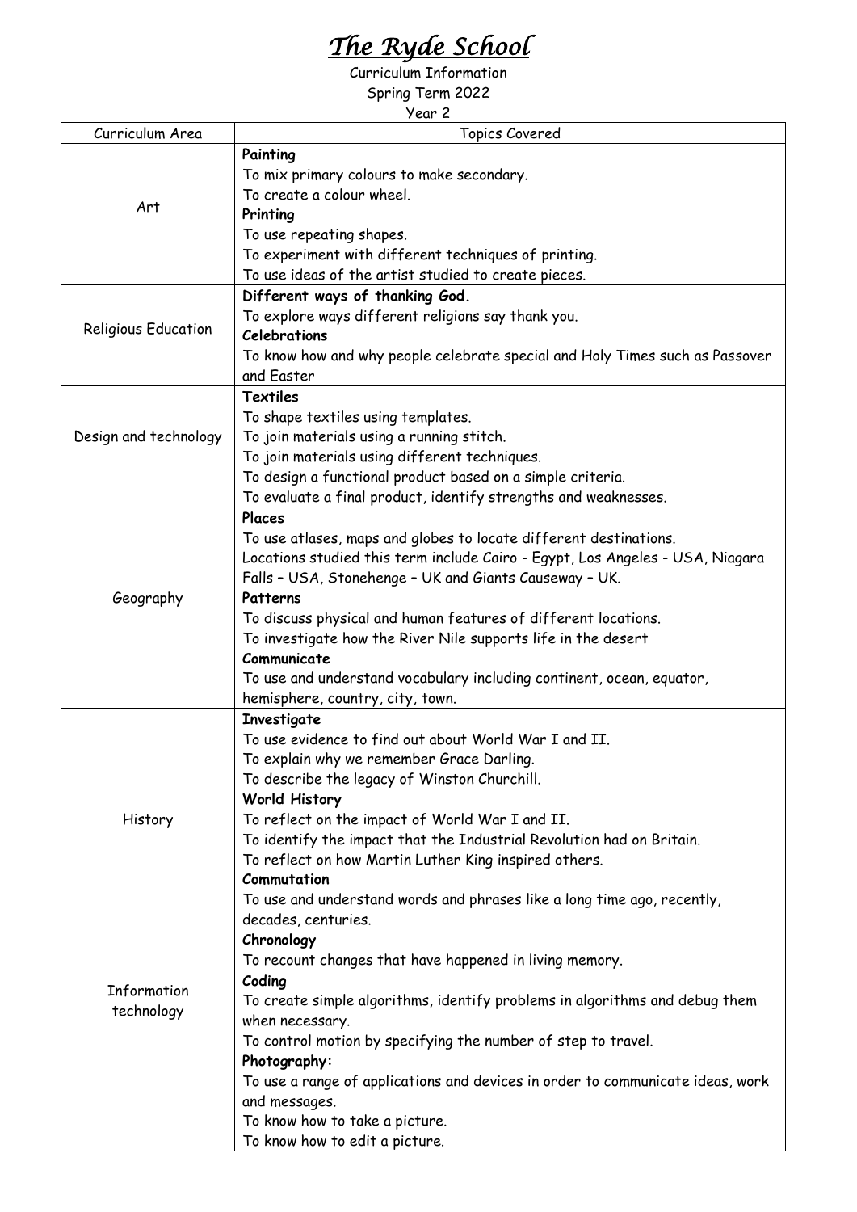# *The Ryde School*

Curriculum Information

Spring Term 2022

Year 2

| Curriculum Area | Topics Covered |
| --- | --- |
| Art | **Painting**<br>To mix primary colours to make secondary.<br>To create a colour wheel.<br>**Printing**<br>To use repeating shapes.<br>To experiment with different techniques of printing.<br>To use ideas of the artist studied to create pieces. |
| Religious Education | **Different ways of thanking God.**<br>To explore ways different religions say thank you.<br>**Celebrations**<br>To know how and why people celebrate special and Holy Times such as Passover and Easter |
| Design and technology | **Textiles**<br>To shape textiles using templates.<br>To join materials using a running stitch.<br>To join materials using different techniques.<br>To design a functional product based on a simple criteria.<br>To evaluate a final product, identify strengths and weaknesses. |
| Geography | **Places**<br>To use atlases, maps and globes to locate different destinations.<br>Locations studied this term include Cairo - Egypt, Los Angeles - USA, Niagara Falls – USA, Stonehenge – UK and Giants Causeway – UK.<br>**Patterns**<br>To discuss physical and human features of different locations.<br>To investigate how the River Nile supports life in the desert<br>**Communicate**<br>To use and understand vocabulary including continent, ocean, equator, hemisphere, country, city, town. |
| History | **Investigate**<br>To use evidence to find out about World War I and II.<br>To explain why we remember Grace Darling.<br>To describe the legacy of Winston Churchill.<br>**World History**<br>To reflect on the impact of World War I and II.<br>To identify the impact that the Industrial Revolution had on Britain.<br>To reflect on how Martin Luther King inspired others.<br>**Commutation**<br>To use and understand words and phrases like a long time ago, recently, decades, centuries.<br>**Chronology**<br>To recount changes that have happened in living memory. |
| Information technology | **Coding**<br>To create simple algorithms, identify problems in algorithms and debug them when necessary.<br>To control motion by specifying the number of step to travel.<br>**Photography:**<br>To use a range of applications and devices in order to communicate ideas, work and messages.<br>To know how to take a picture.<br>To know how to edit a picture. |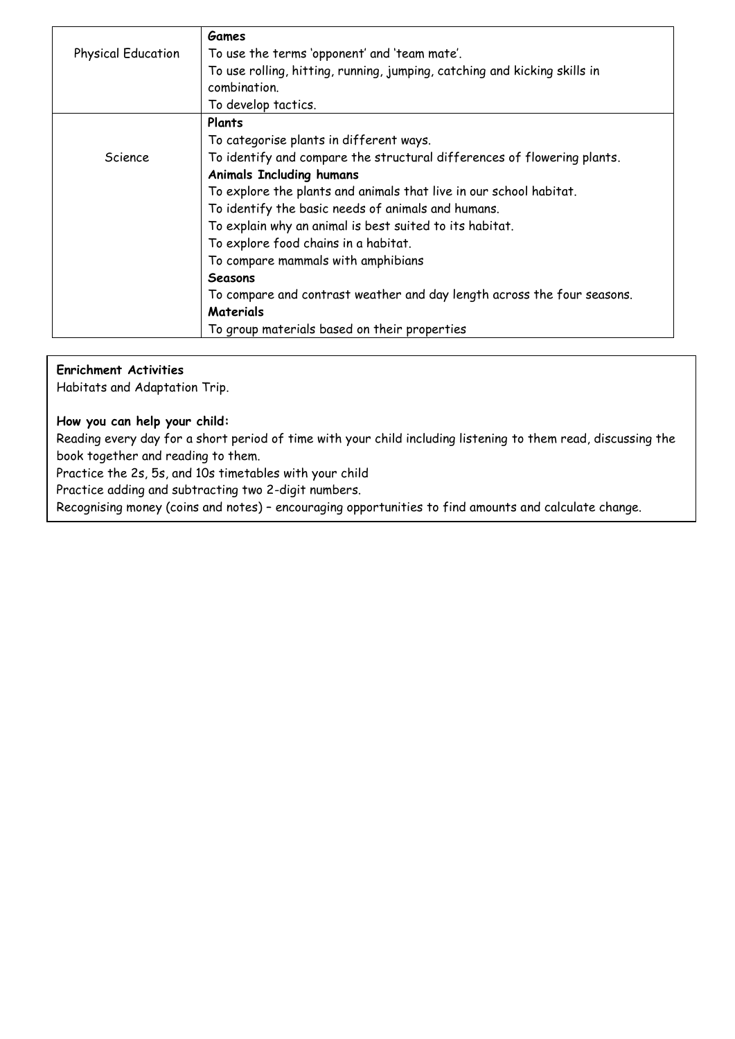| | |
|---|---|
| Physical Education | **Games**<br>To use the terms 'opponent' and 'team mate'.<br>To use rolling, hitting, running, jumping, catching and kicking skills in combination.<br>To develop tactics. |
| Science | **Plants**<br>To categorise plants in different ways.<br>To identify and compare the structural differences of flowering plants.<br>**Animals Including humans**<br>To explore the plants and animals that live in our school habitat.<br>To identify the basic needs of animals and humans.<br>To explain why an animal is best suited to its habitat.<br>To explore food chains in a habitat.<br>To compare mammals with amphibians<br>**Seasons**<br>To compare and contrast weather and day length across the four seasons.<br>**Materials**<br>To group materials based on their properties |

**Enrichment Activities**

Habitats and Adaptation Trip.

**How you can help your child:**

Reading every day for a short period of time with your child including listening to them read, discussing the book together and reading to them.

Practice the 2s, 5s, and 10s timetables with your child

Practice adding and subtracting two 2-digit numbers.

Recognising money (coins and notes) – encouraging opportunities to find amounts and calculate change.